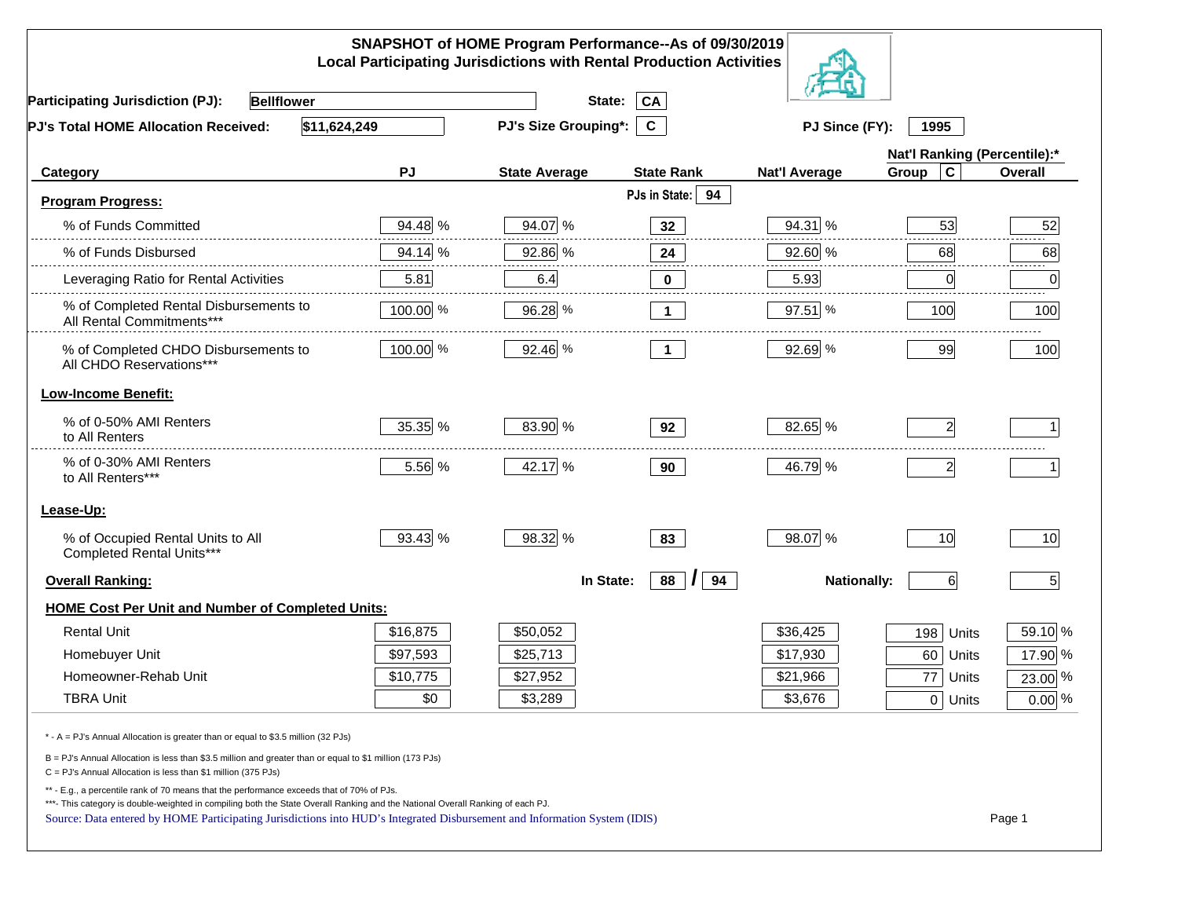# SNAPSHOT of HOME Program Performance--As of 09/30/2019
## Local Participating Jurisdictions with Rental Production Activities

**Participating Jurisdiction (PJ):** Bellflower  **State:** CA

**PJ's Total HOME Allocation Received:** $11,624,249  **PJ's Size Grouping*:** C  **PJ Since (FY):** 1995

| Category | PJ | State Average | State Rank | Nat'l Average | Nat'l Ranking (Percentile):* Group C | Overall |
|---|---|---|---|---|---|---|
| **Program Progress:** | | | PJs in State: 94 | | | |
| % of Funds Committed | 94.48 % | 94.07 % | 32 | 94.31 % | 53 | 52 |
| % of Funds Disbursed | 94.14 % | 92.86 % | 24 | 92.60 % | 68 | 68 |
| Leveraging Ratio for Rental Activities | 5.81 | 6.4 | 0 | 5.93 | 0 | 0 |
| % of Completed Rental Disbursements to All Rental Commitments*** | 100.00 % | 96.28 % | 1 | 97.51 % | 100 | 100 |
| % of Completed CHDO Disbursements to All CHDO Reservations*** | 100.00 % | 92.46 % | 1 | 92.69 % | 99 | 100 |
| **Low-Income Benefit:** | | | | | | |
| % of 0-50% AMI Renters to All Renters | 35.35 % | 83.90 % | 92 | 82.65 % | 2 | 1 |
| % of 0-30% AMI Renters to All Renters*** | 5.56 % | 42.17 % | 90 | 46.79 % | 2 | 1 |
| **Lease-Up:** | | | | | | |
| % of Occupied Rental Units to All Completed Rental Units*** | 93.43 % | 98.32 % | 83 | 98.07 % | 10 | 10 |
| **Overall Ranking:** | | In State: | 88 / 94 | Nationally: | 6 | 5 |
| **HOME Cost Per Unit and Number of Completed Units:** | | | | | | |
| Rental Unit | $16,875 | $50,052 | | $36,425 | 198 Units | 59.10 % |
| Homebuyer Unit | $97,593 | $25,713 | | $17,930 | 60 Units | 17.90 % |
| Homeowner-Rehab Unit | $10,775 | $27,952 | | $21,966 | 77 Units | 23.00 % |
| TBRA Unit | $0 | $3,289 | | $3,676 | 0 Units | 0.00 % |

\* - A = PJ's Annual Allocation is greater than or equal to $3.5 million (32 PJs)

B = PJ's Annual Allocation is less than $3.5 million and greater than or equal to $1 million (173 PJs)

C = PJ's Annual Allocation is less than $1 million (375 PJs)

** - E.g., a percentile rank of 70 means that the performance exceeds that of 70% of PJs.

***- This category is double-weighted in compiling both the State Overall Ranking and the National Overall Ranking of each PJ.

Source: Data entered by HOME Participating Jurisdictions into HUD's Integrated Disbursement and Information System (IDIS)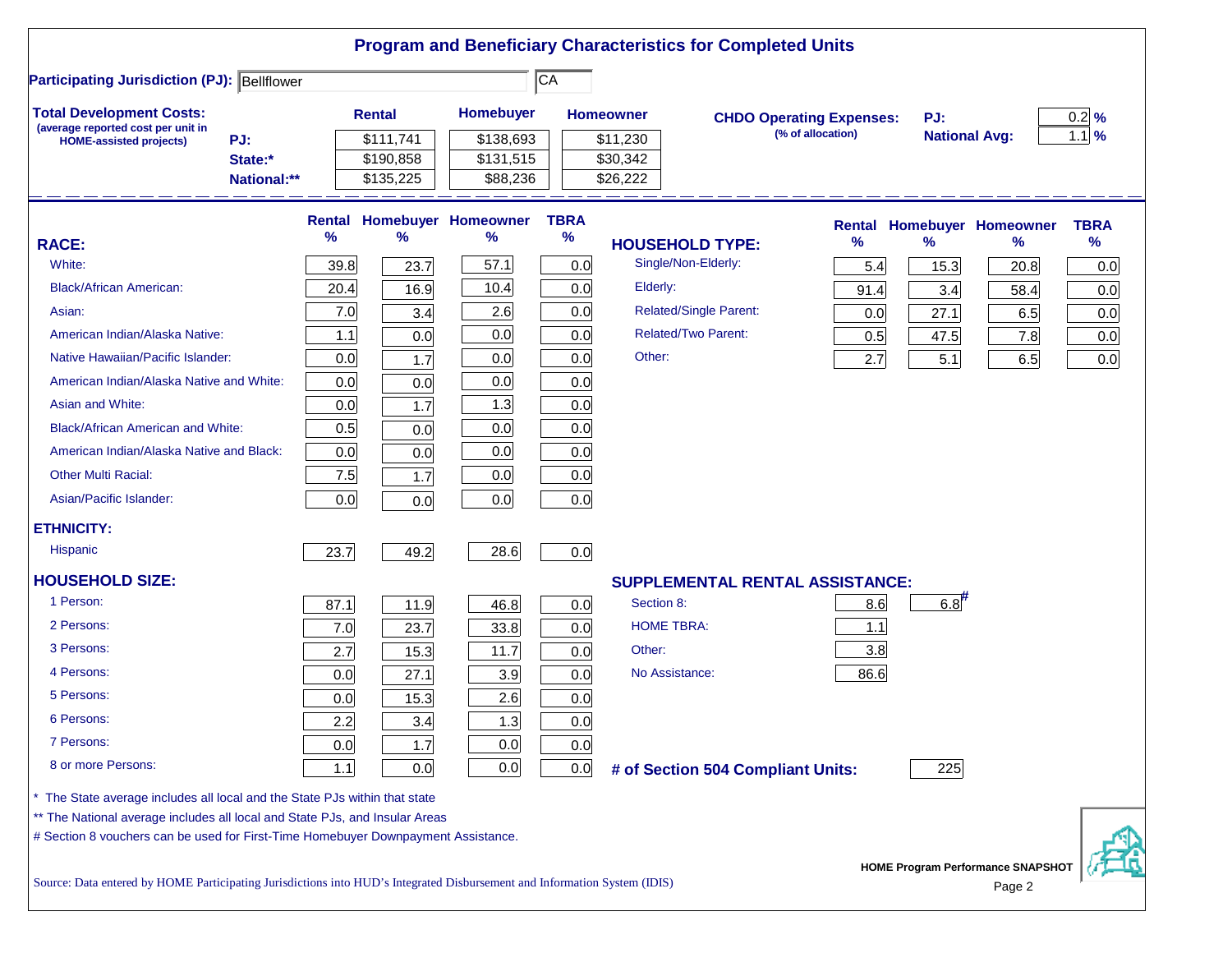# Program and Beneficiary Characteristics for Completed Units

**Participating Jurisdiction (PJ):** Bellflower | CA

**Total Development Costs:**
(average reported cost per unit in HOME-assisted projects)

| | Rental | Homebuyer | Homeowner |
|---|---|---|---|
| PJ: | $111,741 | $138,693 | $11,230 |
| State:* | $190,858 | $131,515 | $30,342 |
| National:** | $135,225 | $88,236 | $26,222 |

**CHDO Operating Expenses:** (% of allocation)

| | |
|---|---|
| PJ: | 0.2 % |
| National Avg: | 1.1 % |

| RACE: | Rental % | Homebuyer % | Homeowner % | TBRA % |
|---|---|---|---|---|
| White: | 39.8 | 23.7 | 57.1 | 0.0 |
| Black/African American: | 20.4 | 16.9 | 10.4 | 0.0 |
| Asian: | 7.0 | 3.4 | 2.6 | 0.0 |
| American Indian/Alaska Native: | 1.1 | 0.0 | 0.0 | 0.0 |
| Native Hawaiian/Pacific Islander: | 0.0 | 1.7 | 0.0 | 0.0 |
| American Indian/Alaska Native and White: | 0.0 | 0.0 | 0.0 | 0.0 |
| Asian and White: | 0.0 | 1.7 | 1.3 | 0.0 |
| Black/African American and White: | 0.5 | 0.0 | 0.0 | 0.0 |
| American Indian/Alaska Native and Black: | 0.0 | 0.0 | 0.0 | 0.0 |
| Other Multi Racial: | 7.5 | 1.7 | 0.0 | 0.0 |
| Asian/Pacific Islander: | 0.0 | 0.0 | 0.0 | 0.0 |
| **ETHNICITY:** | | | | |
| Hispanic | 23.7 | 49.2 | 28.6 | 0.0 |

| HOUSEHOLD TYPE: | Rental % | Homebuyer % | Homeowner % | TBRA % |
|---|---|---|---|---|
| Single/Non-Elderly: | 5.4 | 15.3 | 20.8 | 0.0 |
| Elderly: | 91.4 | 3.4 | 58.4 | 0.0 |
| Related/Single Parent: | 0.0 | 27.1 | 6.5 | 0.0 |
| Related/Two Parent: | 0.5 | 47.5 | 7.8 | 0.0 |
| Other: | 2.7 | 5.1 | 6.5 | 0.0 |

| HOUSEHOLD SIZE: | Rental % | Homebuyer % | Homeowner % | TBRA % |
|---|---|---|---|---|
| 1 Person: | 87.1 | 11.9 | 46.8 | 0.0 |
| 2 Persons: | 7.0 | 23.7 | 33.8 | 0.0 |
| 3 Persons: | 2.7 | 15.3 | 11.7 | 0.0 |
| 4 Persons: | 0.0 | 27.1 | 3.9 | 0.0 |
| 5 Persons: | 0.0 | 15.3 | 2.6 | 0.0 |
| 6 Persons: | 2.2 | 3.4 | 1.3 | 0.0 |
| 7 Persons: | 0.0 | 1.7 | 0.0 | 0.0 |
| 8 or more Persons: | 1.1 | 0.0 | 0.0 | 0.0 |

| SUPPLEMENTAL RENTAL ASSISTANCE: | Rental | Homebuyer |
|---|---|---|
| Section 8: | 8.6 | 6.8# |
| HOME TBRA: | 1.1 | |
| Other: | 3.8 | |
| No Assistance: | 86.6 | |

**# of Section 504 Compliant Units:** 225

\* The State average includes all local and the State PJs within that state

\*\* The National average includes all local and State PJs, and Insular Areas

\# Section 8 vouchers can be used for First-Time Homebuyer Downpayment Assistance.

Source: Data entered by HOME Participating Jurisdictions into HUD's Integrated Disbursement and Information System (IDIS)

HOME Program Performance SNAPSHOT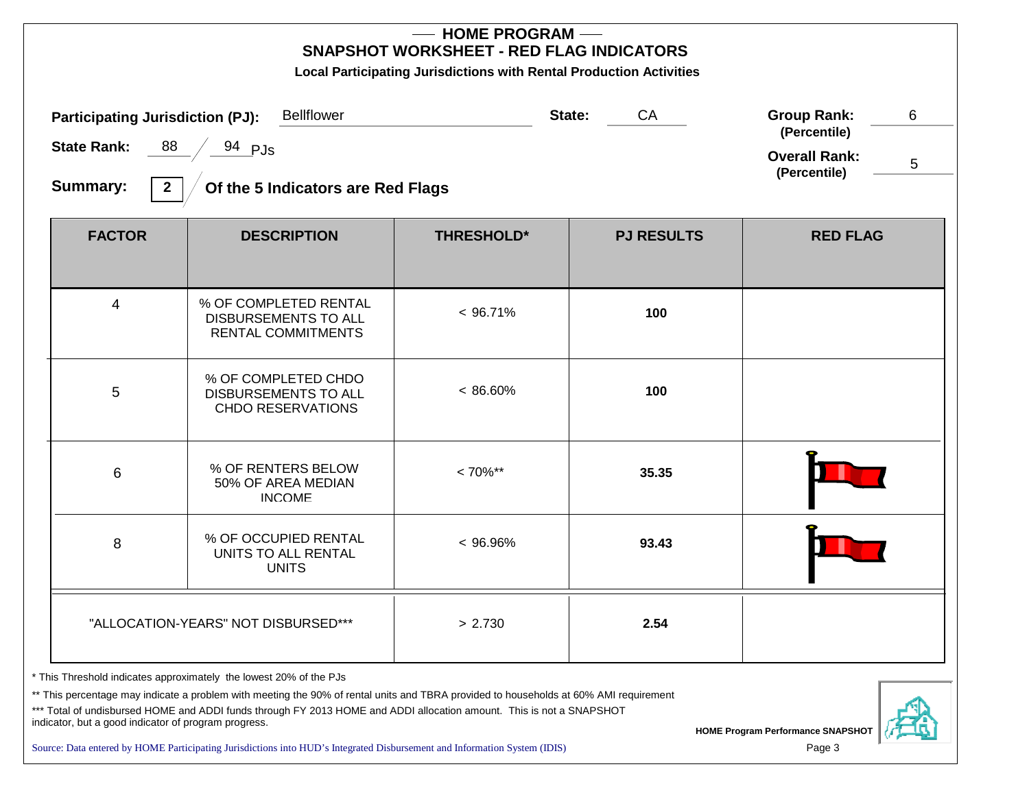# HOME PROGRAM

## SNAPSHOT WORKSHEET - RED FLAG INDICATORS

### Local Participating Jurisdictions with Rental Production Activities

**Participating Jurisdiction (PJ):** Bellflower **State:** CA **Group Rank:** 6 **(Percentile)**

**State Rank:** 88 / 94 PJs **Overall Rank:** 5 **(Percentile)**

**Summary:** 2 / **Of the 5 Indicators are Red Flags**

| FACTOR | DESCRIPTION | THRESHOLD* | PJ RESULTS | RED FLAG |
|---|---|---|---|---|
| 4 | % OF COMPLETED RENTAL DISBURSEMENTS TO ALL RENTAL COMMITMENTS | < 96.71% | **100** | |
| 5 | % OF COMPLETED CHDO DISBURSEMENTS TO ALL CHDO RESERVATIONS | < 86.60% | **100** | |
| 6 | % OF RENTERS BELOW 50% OF AREA MEDIAN INCOME | < 70%** | **35.35** | Red Flag |
| 8 | % OF OCCUPIED RENTAL UNITS TO ALL RENTAL UNITS | < 96.96% | **93.43** | Red Flag |
| "ALLOCATION-YEARS" NOT DISBURSED*** | | > 2.730 | **2.54** | |

* This Threshold indicates approximately the lowest 20% of the PJs

** This percentage may indicate a problem with meeting the 90% of rental units and TBRA provided to households at 60% AMI requirement

*** Total of undisbursed HOME and ADDI funds through FY 2013 HOME and ADDI allocation amount. This is not a SNAPSHOT indicator, but a good indicator of program progress.

Source: Data entered by HOME Participating Jurisdictions into HUD's Integrated Disbursement and Information System (IDIS)

HOME Program Performance SNAPSHOT